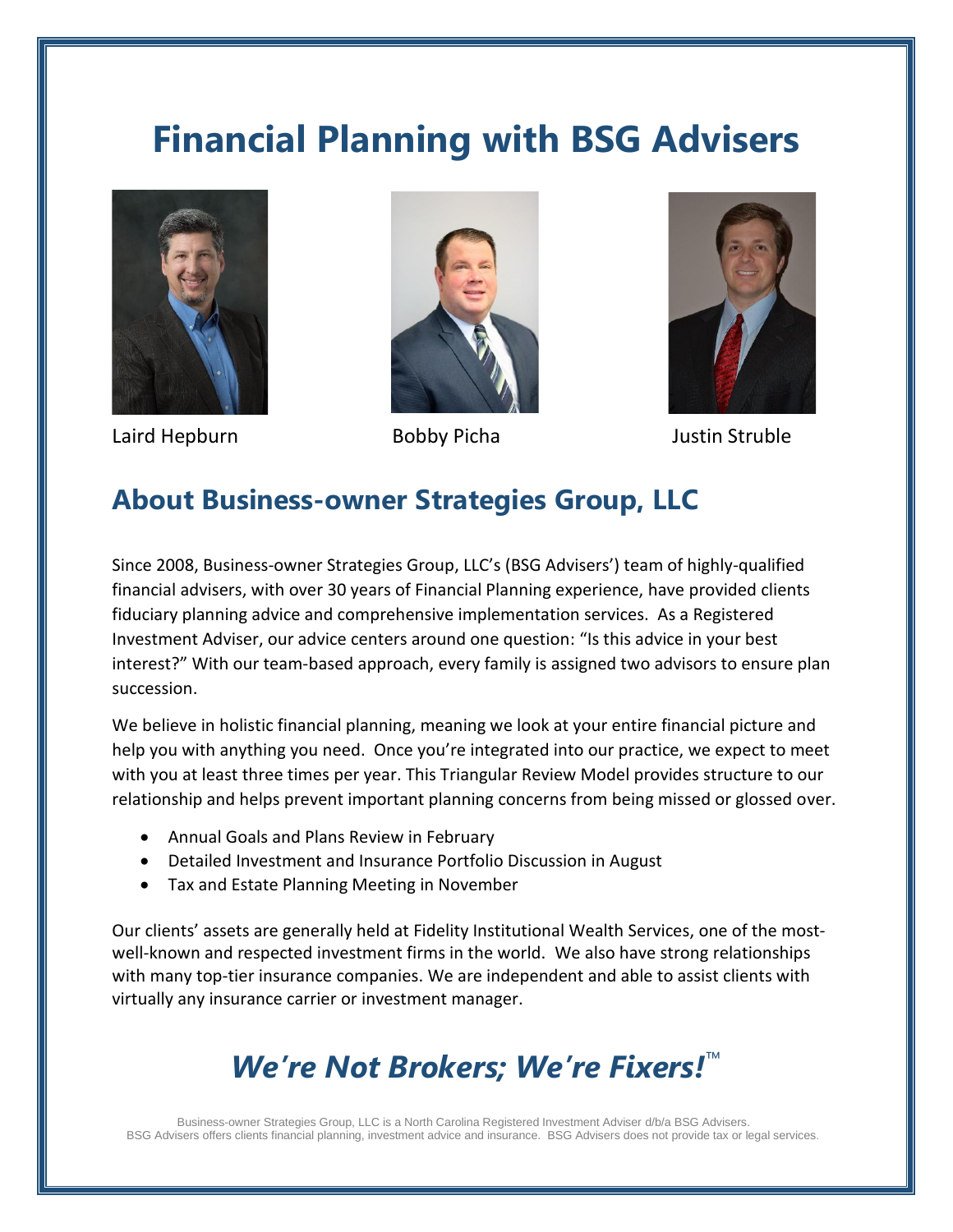# Financial Planning with BSG Advisers

Laird Hepburn

Bobby Picha

Justin Struble

## About Business-owner Strategies Group, LLC

Since 2008, Business-owner Strategies Group, LLC's (BSG Advisers') team of highly-qualified financial advisers, with over 30 years of Financial Planning experience, have provided clients fiduciary planning advice and comprehensive implementation services. As a Registered Investment Adviser, our advice centers around one question: "Is this advice in your best interest?" With our team-based approach, every family is assigned two advisors to ensure plan succession.

We believe in holistic financial planning, meaning we look at your entire financial picture and help you with anything you need. Once you're integrated into our practice, we expect to meet with you at least three times per year. This Triangular Review Model provides structure to our relationship and helps prevent important planning concerns from being missed or glossed over.

- Annual Goals and Plans Review in February
- Detailed Investment and Insurance Portfolio Discussion in August
- Tax and Estate Planning Meeting in November

Our clients' assets are generally held at Fidelity Institutional Wealth Services, one of the most-well-known and respected investment firms in the world. We also have strong relationships with many top-tier insurance companies. We are independent and able to assist clients with virtually any insurance carrier or investment manager.

## *We're Not Brokers; We're Fixers!*™

Business-owner Strategies Group, LLC is a North Carolina Registered Investment Adviser d/b/a BSG Advisers.
BSG Advisers offers clients financial planning, investment advice and insurance. BSG Advisers does not provide tax or legal services.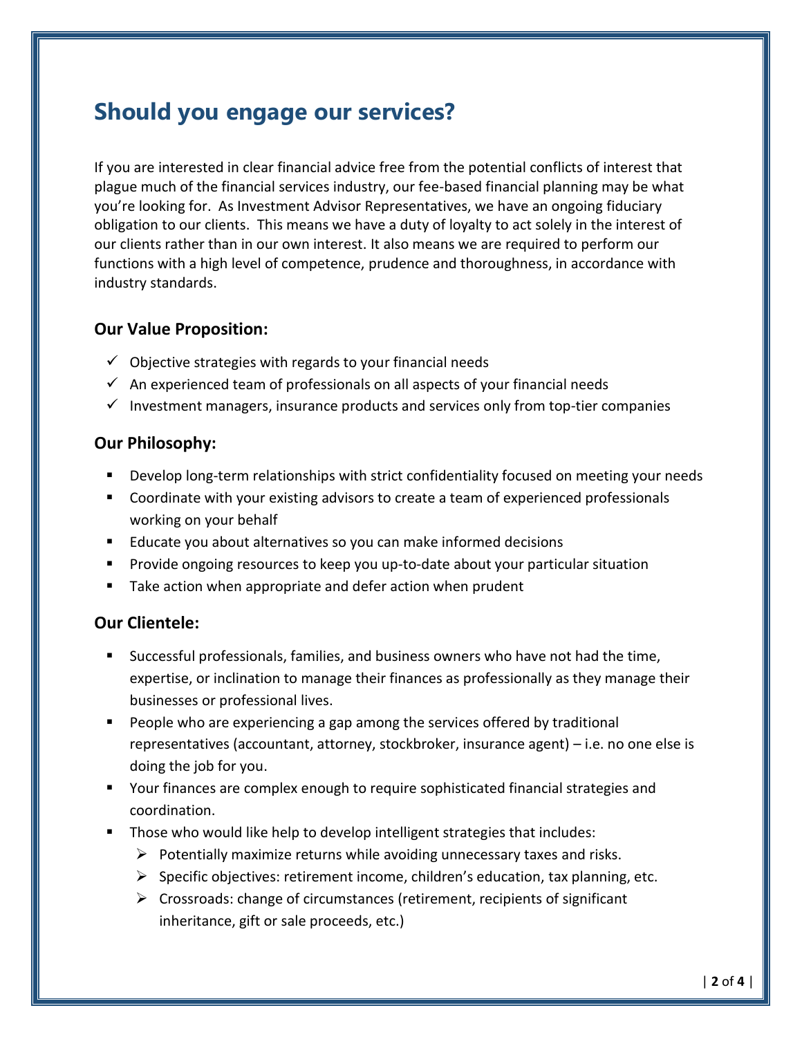# Should you engage our services?

If you are interested in clear financial advice free from the potential conflicts of interest that plague much of the financial services industry, our fee-based financial planning may be what you're looking for. As Investment Advisor Representatives, we have an ongoing fiduciary obligation to our clients. This means we have a duty of loyalty to act solely in the interest of our clients rather than in our own interest. It also means we are required to perform our functions with a high level of competence, prudence and thoroughness, in accordance with industry standards.

### Our Value Proposition:

- ✓ Objective strategies with regards to your financial needs
- ✓ An experienced team of professionals on all aspects of your financial needs
- ✓ Investment managers, insurance products and services only from top-tier companies

### Our Philosophy:

- Develop long-term relationships with strict confidentiality focused on meeting your needs
- Coordinate with your existing advisors to create a team of experienced professionals working on your behalf
- Educate you about alternatives so you can make informed decisions
- Provide ongoing resources to keep you up-to-date about your particular situation
- Take action when appropriate and defer action when prudent

### Our Clientele:

- Successful professionals, families, and business owners who have not had the time, expertise, or inclination to manage their finances as professionally as they manage their businesses or professional lives.
- People who are experiencing a gap among the services offered by traditional representatives (accountant, attorney, stockbroker, insurance agent) – i.e. no one else is doing the job for you.
- Your finances are complex enough to require sophisticated financial strategies and coordination.
- Those who would like help to develop intelligent strategies that includes:
  - Potentially maximize returns while avoiding unnecessary taxes and risks.
  - Specific objectives: retirement income, children's education, tax planning, etc.
  - Crossroads: change of circumstances (retirement, recipients of significant inheritance, gift or sale proceeds, etc.)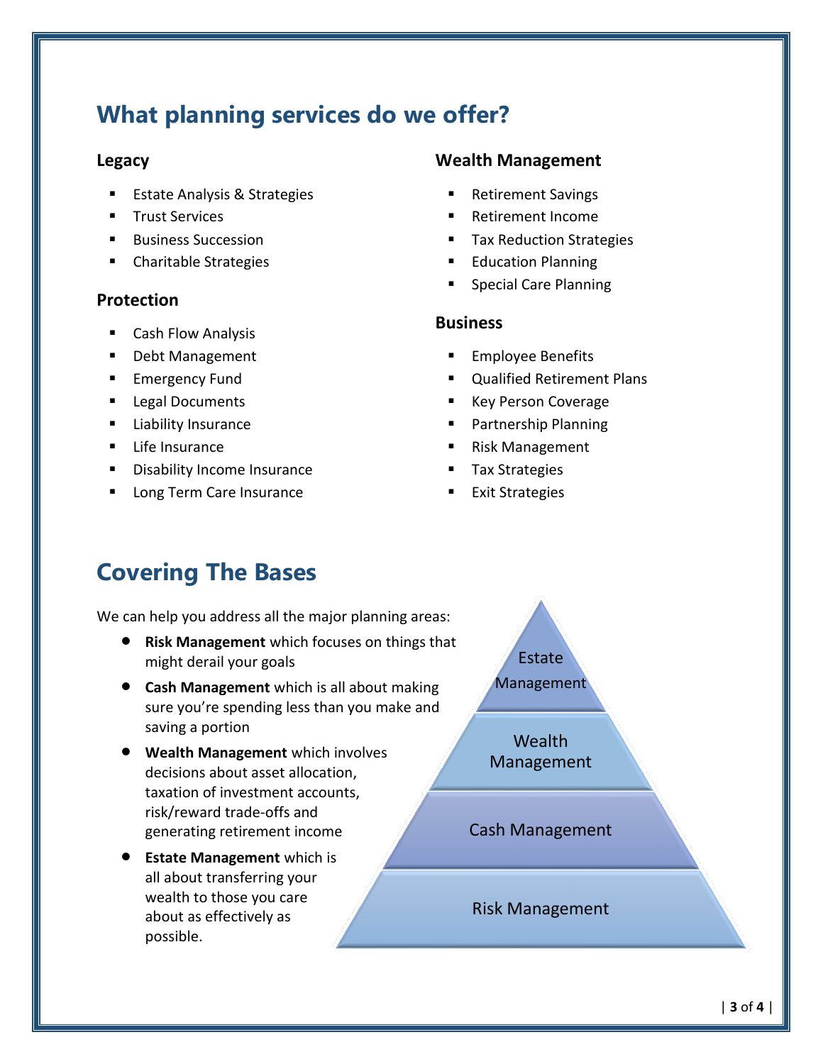## What planning services do we offer?

### Legacy

- Estate Analysis & Strategies
- Trust Services
- Business Succession
- Charitable Strategies

### Protection

- Cash Flow Analysis
- Debt Management
- Emergency Fund
- Legal Documents
- Liability Insurance
- Life Insurance
- Disability Income Insurance
- Long Term Care Insurance

### Wealth Management

- Retirement Savings
- Retirement Income
- Tax Reduction Strategies
- Education Planning
- Special Care Planning

### Business

- Employee Benefits
- Qualified Retirement Plans
- Key Person Coverage
- Partnership Planning
- Risk Management
- Tax Strategies
- Exit Strategies

## Covering The Bases

We can help you address all the major planning areas:

- **Risk Management** which focuses on things that might derail your goals
- **Cash Management** which is all about making sure you're spending less than you make and saving a portion
- **Wealth Management** which involves decisions about asset allocation, taxation of investment accounts, risk/reward trade-offs and generating retirement income
- **Estate Management** which is all about transferring your wealth to those you care about as effectively as possible.

Estate Management

Wealth Management

Cash Management

Risk Management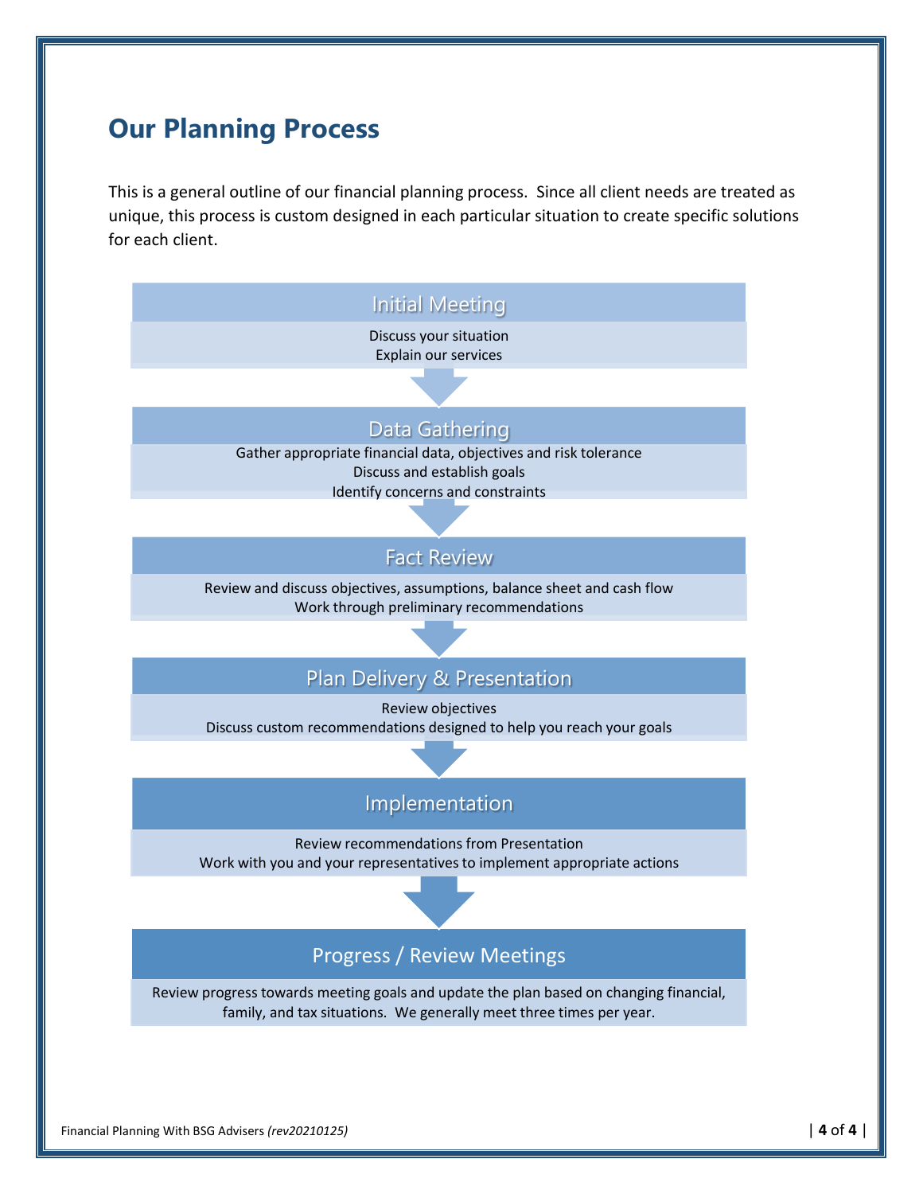# Our Planning Process

This is a general outline of our financial planning process. Since all client needs are treated as unique, this process is custom designed in each particular situation to create specific solutions for each client.

### Initial Meeting

Discuss your situation
Explain our services

### Data Gathering

Gather appropriate financial data, objectives and risk tolerance
Discuss and establish goals
Identify concerns and constraints

### Fact Review

Review and discuss objectives, assumptions, balance sheet and cash flow
Work through preliminary recommendations

### Plan Delivery & Presentation

Review objectives
Discuss custom recommendations designed to help you reach your goals

### Implementation

Review recommendations from Presentation
Work with you and your representatives to implement appropriate actions

### Progress / Review Meetings

Review progress towards meeting goals and update the plan based on changing financial, family, and tax situations. We generally meet three times per year.